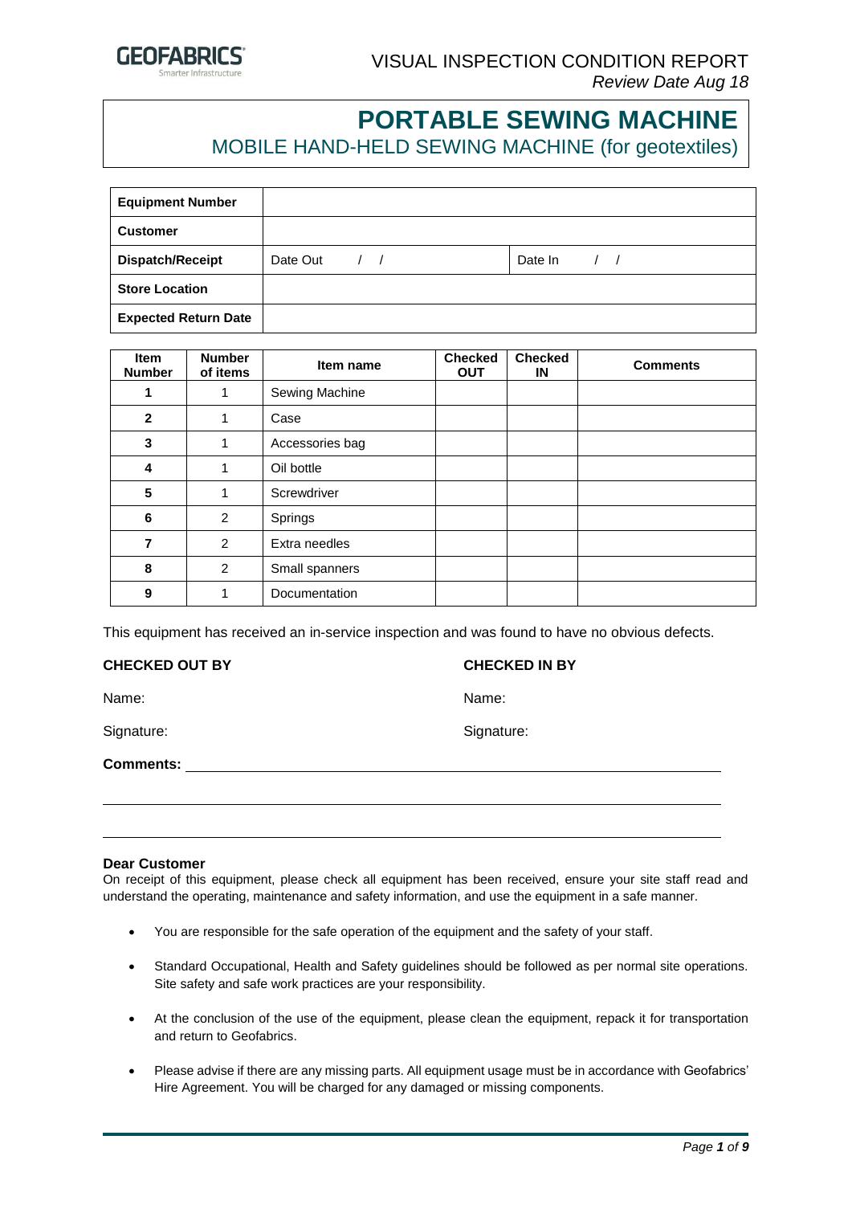# PORTABLE SEWING MACHINE

## MOBILE HAND-HELD SEWING MACHINE (for geotextiles)

VISUAL INSPECTION CONDITION REPORT
*Review Date Aug 18*

| **Equipment Number** | | |
|---|---|---|
| **Customer** | | |
| **Dispatch/Receipt** | Date Out / / | Date In / / |
| **Store Location** | | |
| **Expected Return Date** | | |

| Item Number | Number of items | Item name | Checked OUT | Checked IN | Comments |
|---|---|---|---|---|---|
| **1** | 1 | Sewing Machine | | | |
| **2** | 1 | Case | | | |
| **3** | 1 | Accessories bag | | | |
| **4** | 1 | Oil bottle | | | |
| **5** | 1 | Screwdriver | | | |
| **6** | 2 | Springs | | | |
| **7** | 2 | Extra needles | | | |
| **8** | 2 | Small spanners | | | |
| **9** | 1 | Documentation | | | |

This equipment has received an in-service inspection and was found to have no obvious defects.

**CHECKED OUT BY**

Name:

Signature:

**CHECKED IN BY**

Name:

Signature:

**Comments:** ______________________________________________

**Dear Customer**

On receipt of this equipment, please check all equipment has been received, ensure your site staff read and understand the operating, maintenance and safety information, and use the equipment in a safe manner.

- You are responsible for the safe operation of the equipment and the safety of your staff.
- Standard Occupational, Health and Safety guidelines should be followed as per normal site operations. Site safety and safe work practices are your responsibility.
- At the conclusion of the use of the equipment, please clean the equipment, repack it for transportation and return to Geofabrics.
- Please advise if there are any missing parts. All equipment usage must be in accordance with Geofabrics' Hire Agreement. You will be charged for any damaged or missing components.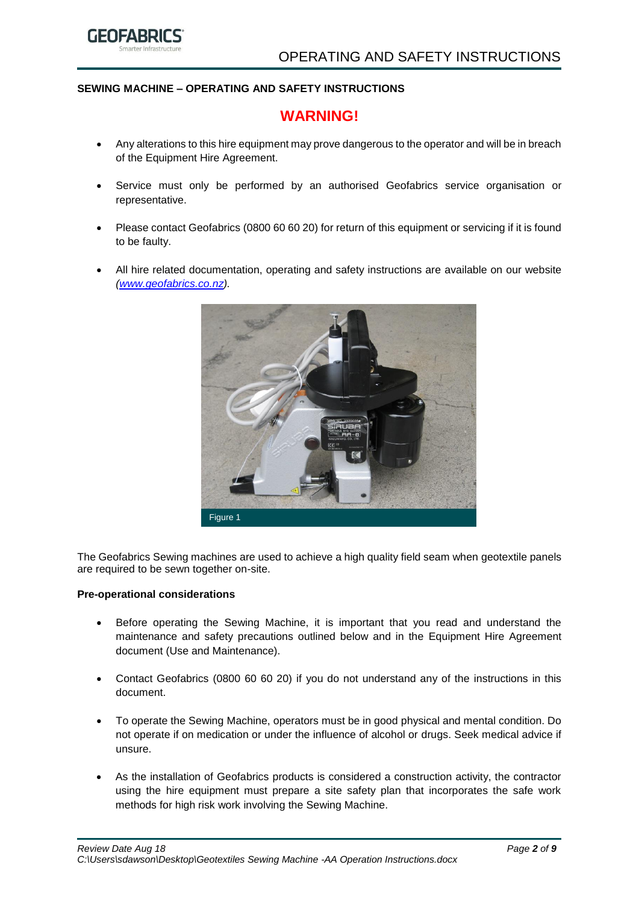**SEWING MACHINE – OPERATING AND SAFETY INSTRUCTIONS**

## WARNING!

- Any alterations to this hire equipment may prove dangerous to the operator and will be in breach of the Equipment Hire Agreement.
- Service must only be performed by an authorised Geofabrics service organisation or representative.
- Please contact Geofabrics (0800 60 60 20) for return of this equipment or servicing if it is found to be faulty.
- All hire related documentation, operating and safety instructions are available on our website *(www.geofabrics.co.nz)*.

Figure 1

The Geofabrics Sewing machines are used to achieve a high quality field seam when geotextile panels are required to be sewn together on-site.

**Pre-operational considerations**

- Before operating the Sewing Machine, it is important that you read and understand the maintenance and safety precautions outlined below and in the Equipment Hire Agreement document (Use and Maintenance).
- Contact Geofabrics (0800 60 60 20) if you do not understand any of the instructions in this document.
- To operate the Sewing Machine, operators must be in good physical and mental condition. Do not operate if on medication or under the influence of alcohol or drugs. Seek medical advice if unsure.
- As the installation of Geofabrics products is considered a construction activity, the contractor using the hire equipment must prepare a site safety plan that incorporates the safe work methods for high risk work involving the Sewing Machine.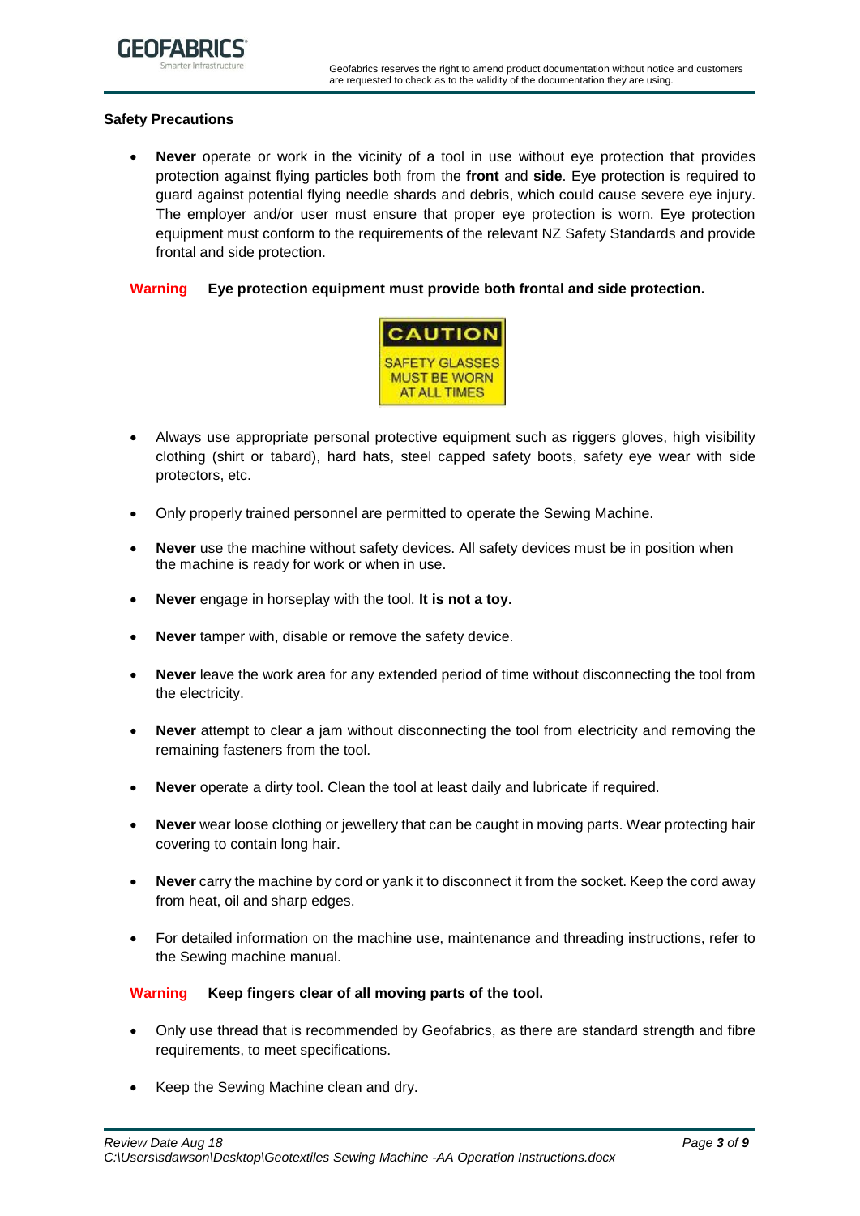## Safety Precautions

- **Never** operate or work in the vicinity of a tool in use without eye protection that provides protection against flying particles both from the **front** and **side**. Eye protection is required to guard against potential flying needle shards and debris, which could cause severe eye injury. The employer and/or user must ensure that proper eye protection is worn. Eye protection equipment must conform to the requirements of the relevant NZ Safety Standards and provide frontal and side protection.

**Warning** **Eye protection equipment must provide both frontal and side protection.**

CAUTION
SAFETY GLASSES MUST BE WORN AT ALL TIMES

- Always use appropriate personal protective equipment such as riggers gloves, high visibility clothing (shirt or tabard), hard hats, steel capped safety boots, safety eye wear with side protectors, etc.

- Only properly trained personnel are permitted to operate the Sewing Machine.

- **Never** use the machine without safety devices. All safety devices must be in position when the machine is ready for work or when in use.

- **Never** engage in horseplay with the tool. **It is not a toy.**

- **Never** tamper with, disable or remove the safety device.

- **Never** leave the work area for any extended period of time without disconnecting the tool from the electricity.

- **Never** attempt to clear a jam without disconnecting the tool from electricity and removing the remaining fasteners from the tool.

- **Never** operate a dirty tool. Clean the tool at least daily and lubricate if required.

- **Never** wear loose clothing or jewellery that can be caught in moving parts. Wear protecting hair covering to contain long hair.

- **Never** carry the machine by cord or yank it to disconnect it from the socket. Keep the cord away from heat, oil and sharp edges.

- For detailed information on the machine use, maintenance and threading instructions, refer to the Sewing machine manual.

**Warning** **Keep fingers clear of all moving parts of the tool.**

- Only use thread that is recommended by Geofabrics, as there are standard strength and fibre requirements, to meet specifications.

- Keep the Sewing Machine clean and dry.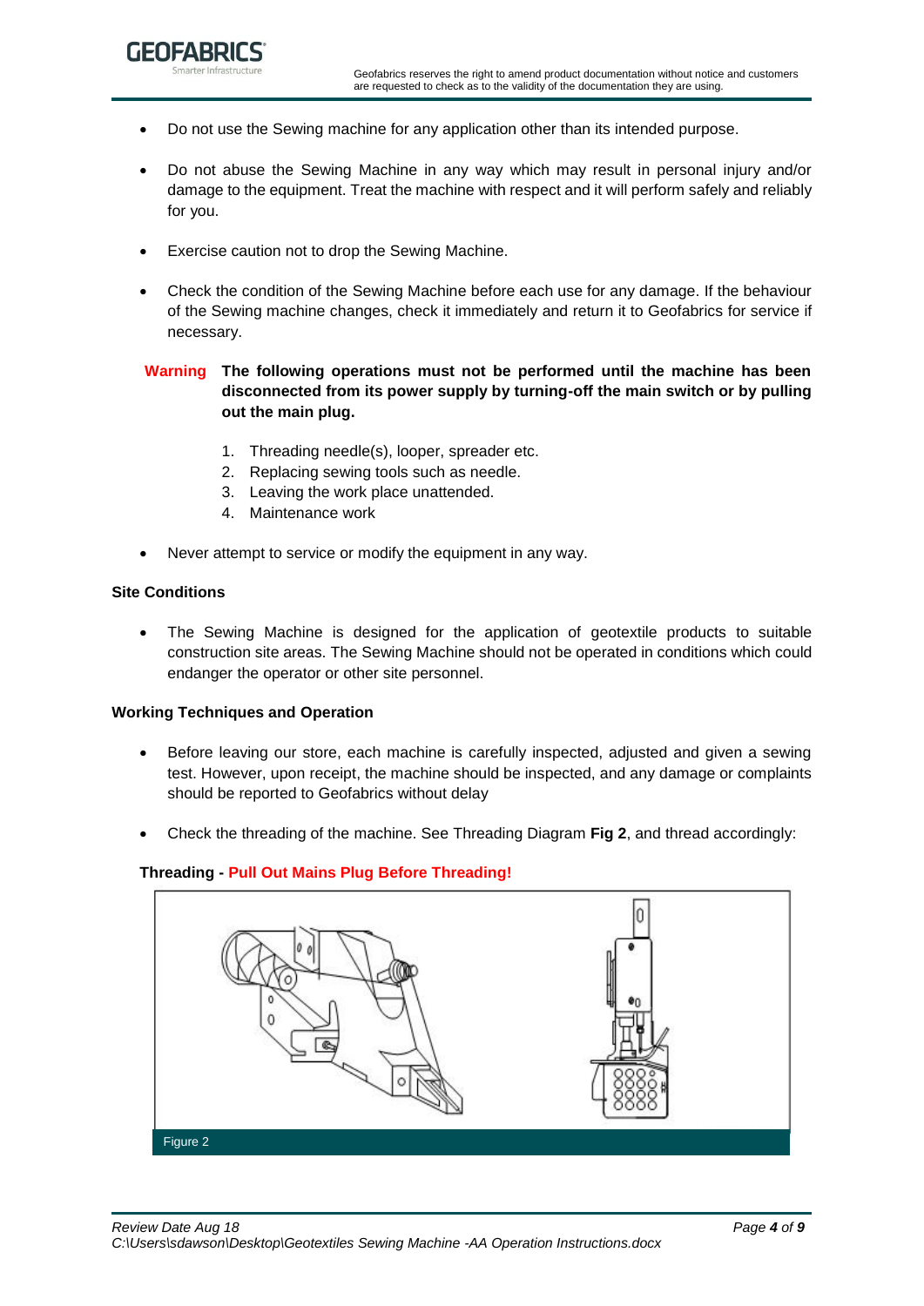- Do not use the Sewing machine for any application other than its intended purpose.

- Do not abuse the Sewing Machine in any way which may result in personal injury and/or damage to the equipment. Treat the machine with respect and it will perform safely and reliably for you.

- Exercise caution not to drop the Sewing Machine.

- Check the condition of the Sewing Machine before each use for any damage. If the behaviour of the Sewing machine changes, check it immediately and return it to Geofabrics for service if necessary.

**Warning** **The following operations must not be performed until the machine has been disconnected from its power supply by turning-off the main switch or by pulling out the main plug.**

1. Threading needle(s), looper, spreader etc.
2. Replacing sewing tools such as needle.
3. Leaving the work place unattended.
4. Maintenance work

- Never attempt to service or modify the equipment in any way.

**Site Conditions**

- The Sewing Machine is designed for the application of geotextile products to suitable construction site areas. The Sewing Machine should not be operated in conditions which could endanger the operator or other site personnel.

**Working Techniques and Operation**

- Before leaving our store, each machine is carefully inspected, adjusted and given a sewing test. However, upon receipt, the machine should be inspected, and any damage or complaints should be reported to Geofabrics without delay

- Check the threading of the machine. See Threading Diagram **Fig 2**, and thread accordingly:

**Threading - Pull Out Mains Plug Before Threading!**

Figure 2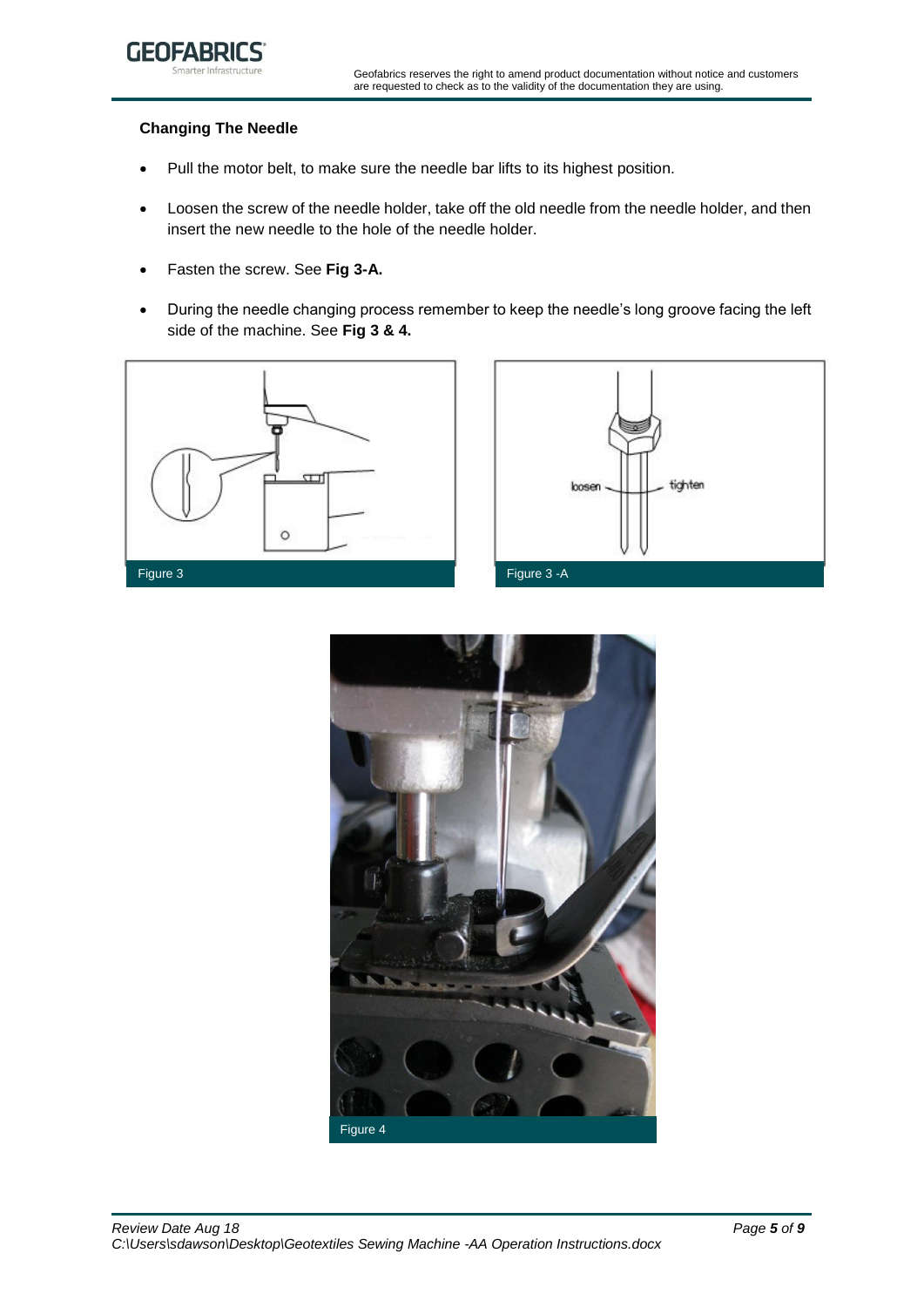## Changing The Needle

- Pull the motor belt, to make sure the needle bar lifts to its highest position.
- Loosen the screw of the needle holder, take off the old needle from the needle holder, and then insert the new needle to the hole of the needle holder.
- Fasten the screw. See **Fig 3-A.**
- During the needle changing process remember to keep the needle's long groove facing the left side of the machine. See **Fig 3 & 4.**

Figure 3

loosen tighten

Figure 3 -A

Figure 4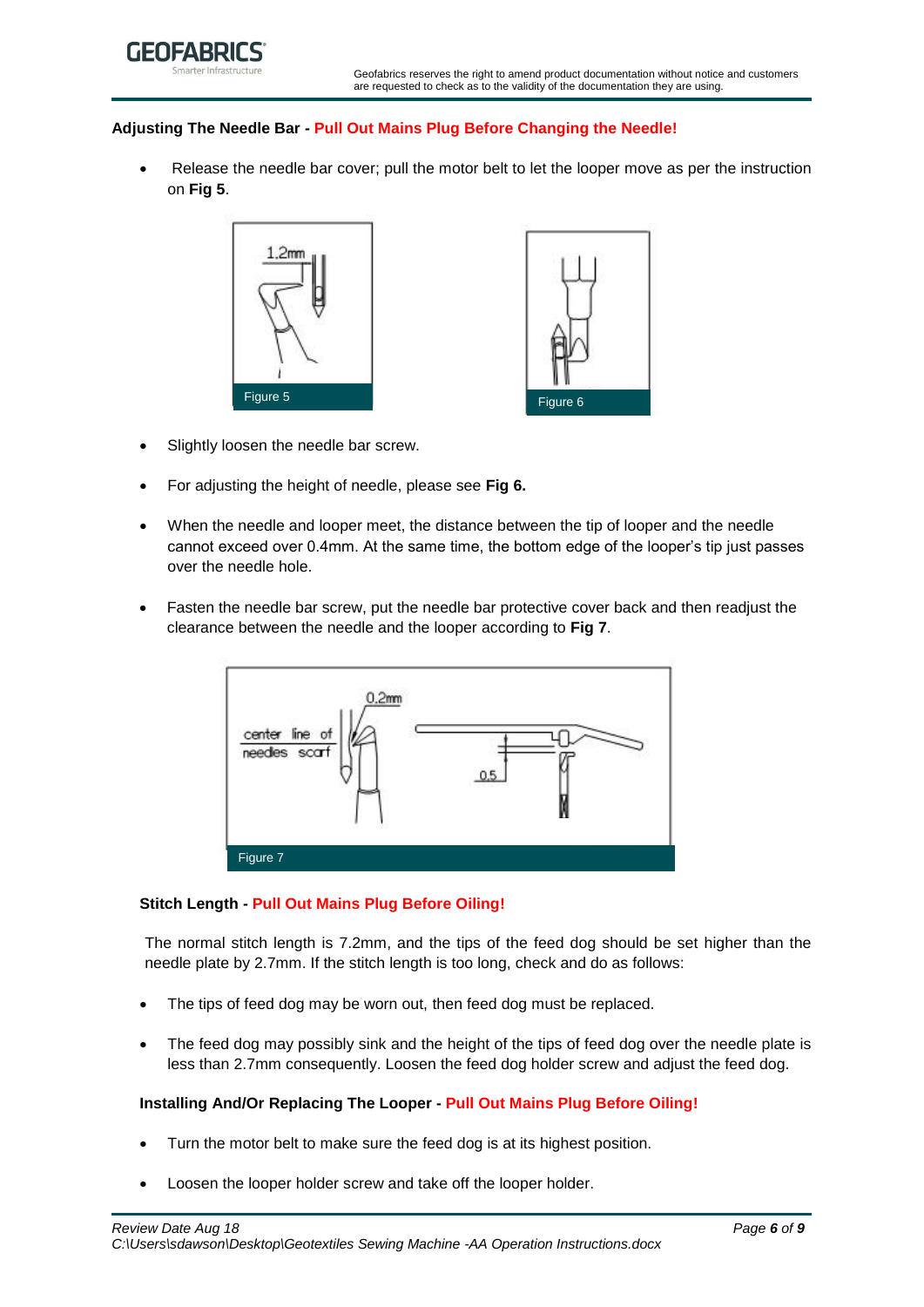**Adjusting The Needle Bar - Pull Out Mains Plug Before Changing the Needle!**

- Release the needle bar cover; pull the motor belt to let the looper move as per the instruction on **Fig 5**.

Figure 5

Figure 6

- Slightly loosen the needle bar screw.
- For adjusting the height of needle, please see **Fig 6.**
- When the needle and looper meet, the distance between the tip of looper and the needle cannot exceed over 0.4mm. At the same time, the bottom edge of the looper's tip just passes over the needle hole.
- Fasten the needle bar screw, put the needle bar protective cover back and then readjust the clearance between the needle and the looper according to **Fig 7**.

Figure 7

**Stitch Length - Pull Out Mains Plug Before Oiling!**

The normal stitch length is 7.2mm, and the tips of the feed dog should be set higher than the needle plate by 2.7mm. If the stitch length is too long, check and do as follows:

- The tips of feed dog may be worn out, then feed dog must be replaced.
- The feed dog may possibly sink and the height of the tips of feed dog over the needle plate is less than 2.7mm consequently. Loosen the feed dog holder screw and adjust the feed dog.

**Installing And/Or Replacing The Looper - Pull Out Mains Plug Before Oiling!**

- Turn the motor belt to make sure the feed dog is at its highest position.
- Loosen the looper holder screw and take off the looper holder.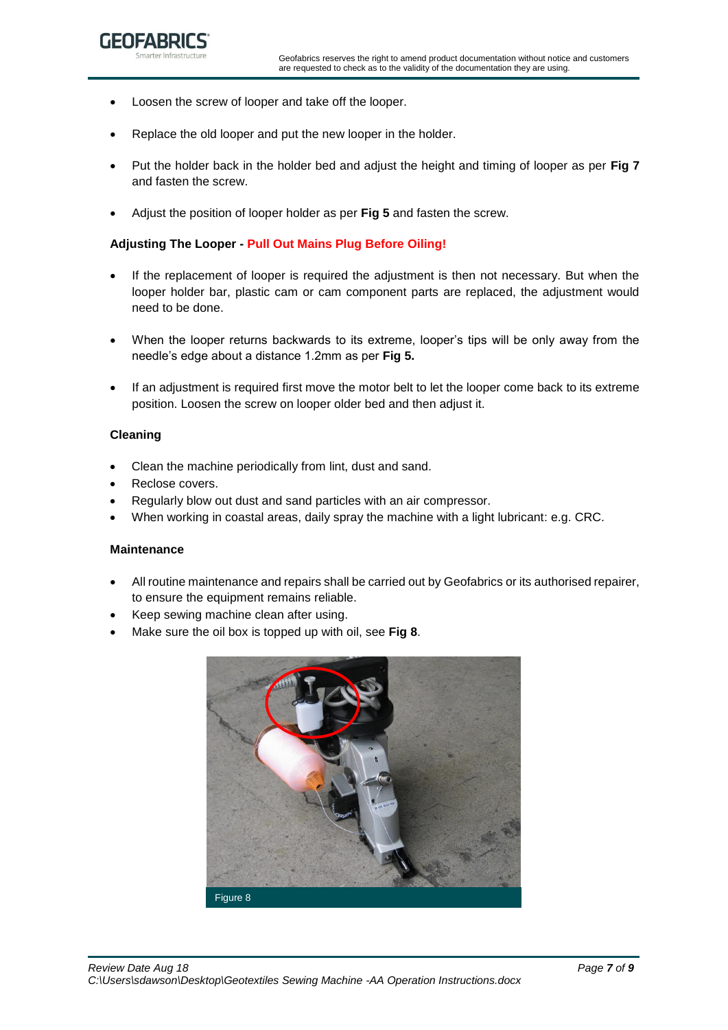- Loosen the screw of looper and take off the looper.
- Replace the old looper and put the new looper in the holder.
- Put the holder back in the holder bed and adjust the height and timing of looper as per **Fig 7** and fasten the screw.
- Adjust the position of looper holder as per **Fig 5** and fasten the screw.

**Adjusting The Looper - Pull Out Mains Plug Before Oiling!**

- If the replacement of looper is required the adjustment is then not necessary. But when the looper holder bar, plastic cam or cam component parts are replaced, the adjustment would need to be done.
- When the looper returns backwards to its extreme, looper's tips will be only away from the needle's edge about a distance 1.2mm as per **Fig 5.**
- If an adjustment is required first move the motor belt to let the looper come back to its extreme position. Loosen the screw on looper older bed and then adjust it.

**Cleaning**

- Clean the machine periodically from lint, dust and sand.
- Reclose covers.
- Regularly blow out dust and sand particles with an air compressor.
- When working in coastal areas, daily spray the machine with a light lubricant: e.g. CRC.

**Maintenance**

- All routine maintenance and repairs shall be carried out by Geofabrics or its authorised repairer, to ensure the equipment remains reliable.
- Keep sewing machine clean after using.
- Make sure the oil box is topped up with oil, see **Fig 8**.

Figure 8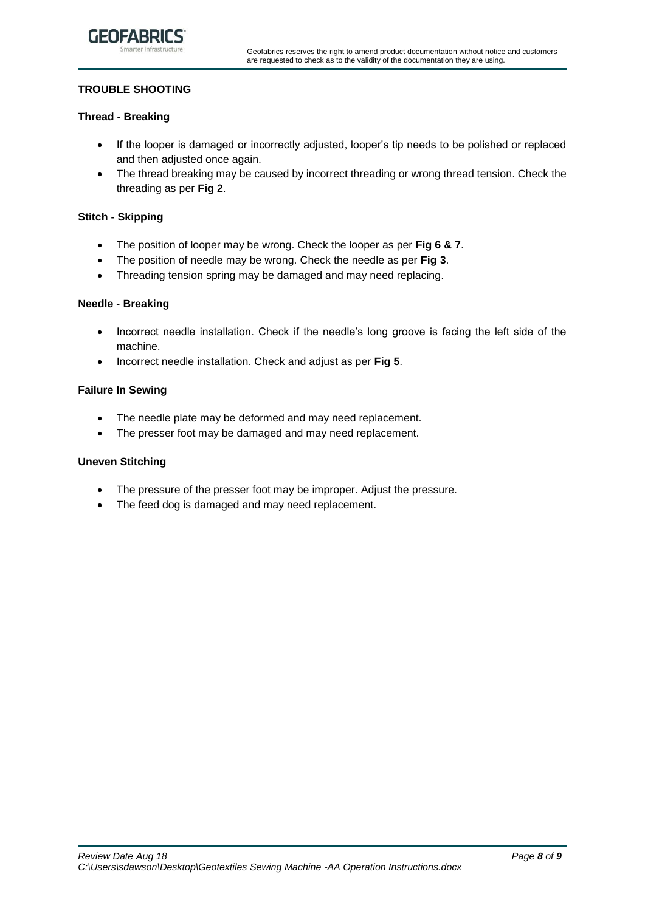## TROUBLE SHOOTING

### Thread - Breaking

- If the looper is damaged or incorrectly adjusted, looper's tip needs to be polished or replaced and then adjusted once again.
- The thread breaking may be caused by incorrect threading or wrong thread tension. Check the threading as per **Fig 2**.

### Stitch - Skipping

- The position of looper may be wrong. Check the looper as per **Fig 6 & 7**.
- The position of needle may be wrong. Check the needle as per **Fig 3**.
- Threading tension spring may be damaged and may need replacing.

### Needle - Breaking

- Incorrect needle installation. Check if the needle's long groove is facing the left side of the machine.
- Incorrect needle installation. Check and adjust as per **Fig 5**.

### Failure In Sewing

- The needle plate may be deformed and may need replacement.
- The presser foot may be damaged and may need replacement.

### Uneven Stitching

- The pressure of the presser foot may be improper. Adjust the pressure.
- The feed dog is damaged and may need replacement.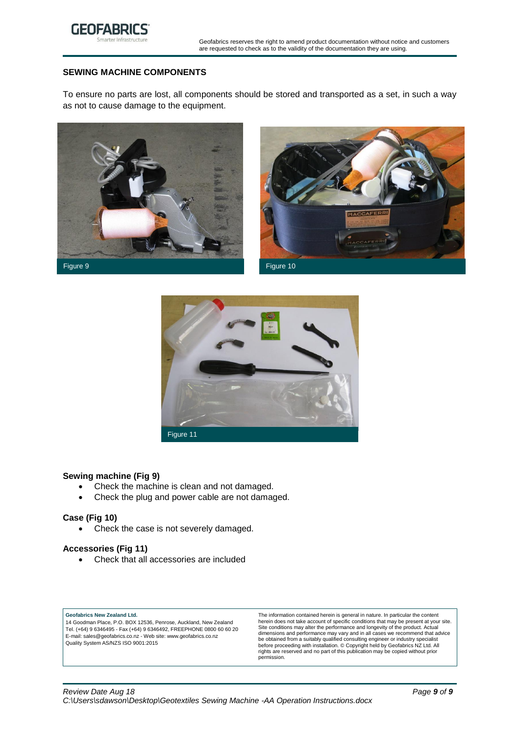## SEWING MACHINE COMPONENTS

To ensure no parts are lost, all components should be stored and transported as a set, in such a way as not to cause damage to the equipment.

Figure 9

Figure 10

Figure 11

**Sewing machine (Fig 9)**

- Check the machine is clean and not damaged.
- Check the plug and power cable are not damaged.

**Case (Fig 10)**

- Check the case is not severely damaged.

**Accessories (Fig 11)**

- Check that all accessories are included

**Geofabrics New Zealand Ltd.**
14 Goodman Place, P.O. BOX 12536, Penrose, Auckland, New Zealand
Tel. (+64) 9 6346495 - Fax (+64) 9 6346492, FREEPHONE 0800 60 60 20
E-mail: sales@geofabrics.co.nz - Web site: www.geofabrics.co.nz
Quality System AS/NZS ISO 9001:2015

The information contained herein is general in nature. In particular the content herein does not take account of specific conditions that may be present at your site. Site conditions may alter the performance and longevity of the product. Actual dimensions and performance may vary and in all cases we recommend that advice be obtained from a suitably qualified consulting engineer or industry specialist before proceeding with installation. © Copyright held by Geofabrics NZ Ltd. All rights are reserved and no part of this publication may be copied without prior permission.